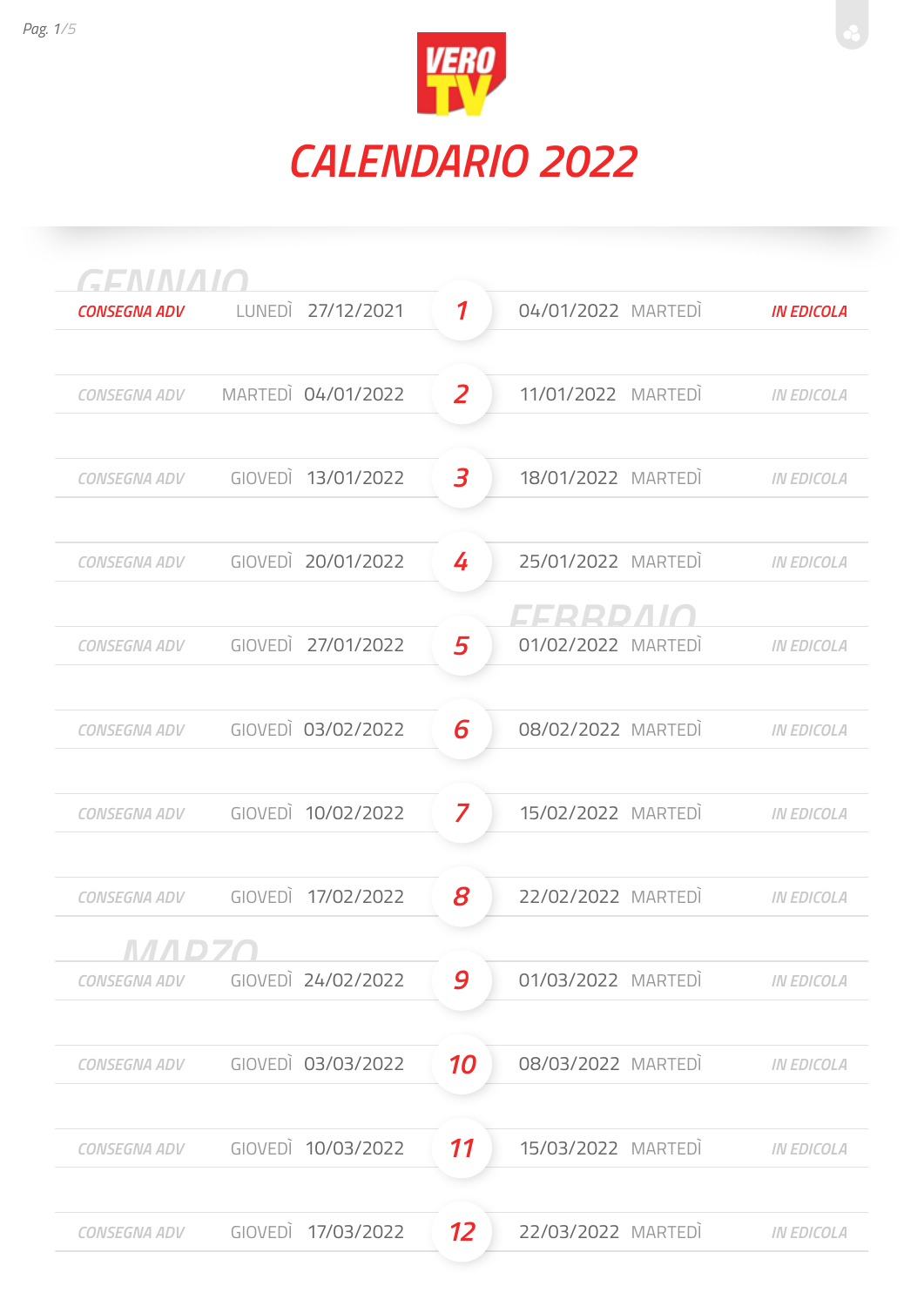# VERO TV

# CALENDARIO 2022

## GENNAIO

| | | | N. | | | |
|---|---|---|---|---|---|---|
| CONSEGNA ADV | LUNEDÌ | 27/12/2021 | 1 | 04/01/2022 | MARTEDÌ | IN EDICOLA |
| CONSEGNA ADV | MARTEDÌ | 04/01/2022 | 2 | 11/01/2022 | MARTEDÌ | IN EDICOLA |
| CONSEGNA ADV | GIOVEDÌ | 13/01/2022 | 3 | 18/01/2022 | MARTEDÌ | IN EDICOLA |
| CONSEGNA ADV | GIOVEDÌ | 20/01/2022 | 4 | 25/01/2022 | MARTEDÌ | IN EDICOLA |

## FEBBRAIO

| | | | N. | | | |
|---|---|---|---|---|---|---|
| CONSEGNA ADV | GIOVEDÌ | 27/01/2022 | 5 | 01/02/2022 | MARTEDÌ | IN EDICOLA |
| CONSEGNA ADV | GIOVEDÌ | 03/02/2022 | 6 | 08/02/2022 | MARTEDÌ | IN EDICOLA |
| CONSEGNA ADV | GIOVEDÌ | 10/02/2022 | 7 | 15/02/2022 | MARTEDÌ | IN EDICOLA |
| CONSEGNA ADV | GIOVEDÌ | 17/02/2022 | 8 | 22/02/2022 | MARTEDÌ | IN EDICOLA |

## MARZO

| | | | N. | | | |
|---|---|---|---|---|---|---|
| CONSEGNA ADV | GIOVEDÌ | 24/02/2022 | 9 | 01/03/2022 | MARTEDÌ | IN EDICOLA |
| CONSEGNA ADV | GIOVEDÌ | 03/03/2022 | 10 | 08/03/2022 | MARTEDÌ | IN EDICOLA |
| CONSEGNA ADV | GIOVEDÌ | 10/03/2022 | 11 | 15/03/2022 | MARTEDÌ | IN EDICOLA |
| CONSEGNA ADV | GIOVEDÌ | 17/03/2022 | 12 | 22/03/2022 | MARTEDÌ | IN EDICOLA |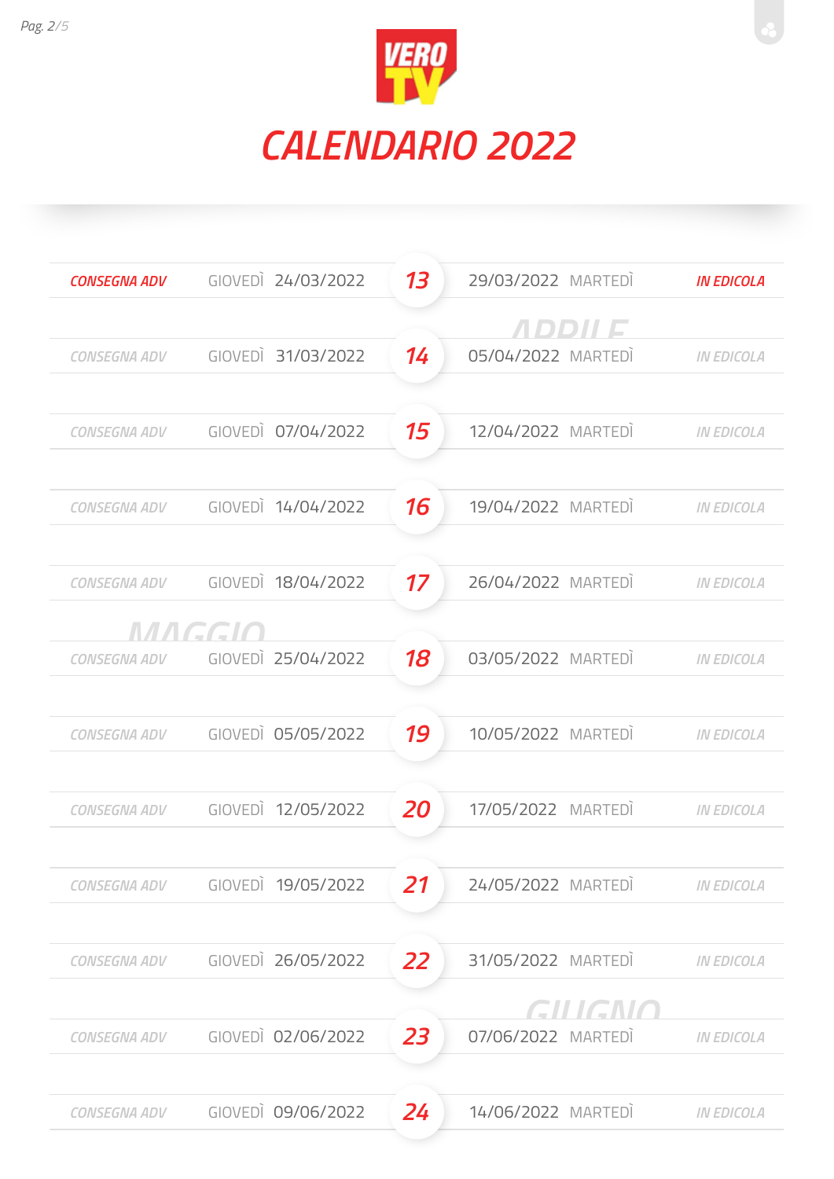# VERO TV

# CALENDARIO 2022

| | | | N. | | | |
|---|---|---|---|---|---|---|
| CONSEGNA ADV | GIOVEDÌ | 24/03/2022 | 13 | 29/03/2022 | MARTEDÌ | IN EDICOLA |
| **APRILE** | | | | | | |
| CONSEGNA ADV | GIOVEDÌ | 31/03/2022 | 14 | 05/04/2022 | MARTEDÌ | IN EDICOLA |
| CONSEGNA ADV | GIOVEDÌ | 07/04/2022 | 15 | 12/04/2022 | MARTEDÌ | IN EDICOLA |
| CONSEGNA ADV | GIOVEDÌ | 14/04/2022 | 16 | 19/04/2022 | MARTEDÌ | IN EDICOLA |
| CONSEGNA ADV | GIOVEDÌ | 18/04/2022 | 17 | 26/04/2022 | MARTEDÌ | IN EDICOLA |
| **MAGGIO** | | | | | | |
| CONSEGNA ADV | GIOVEDÌ | 25/04/2022 | 18 | 03/05/2022 | MARTEDÌ | IN EDICOLA |
| CONSEGNA ADV | GIOVEDÌ | 05/05/2022 | 19 | 10/05/2022 | MARTEDÌ | IN EDICOLA |
| CONSEGNA ADV | GIOVEDÌ | 12/05/2022 | 20 | 17/05/2022 | MARTEDÌ | IN EDICOLA |
| CONSEGNA ADV | GIOVEDÌ | 19/05/2022 | 21 | 24/05/2022 | MARTEDÌ | IN EDICOLA |
| CONSEGNA ADV | GIOVEDÌ | 26/05/2022 | 22 | 31/05/2022 | MARTEDÌ | IN EDICOLA |
| **GIUGNO** | | | | | | |
| CONSEGNA ADV | GIOVEDÌ | 02/06/2022 | 23 | 07/06/2022 | MARTEDÌ | IN EDICOLA |
| CONSEGNA ADV | GIOVEDÌ | 09/06/2022 | 24 | 14/06/2022 | MARTEDÌ | IN EDICOLA |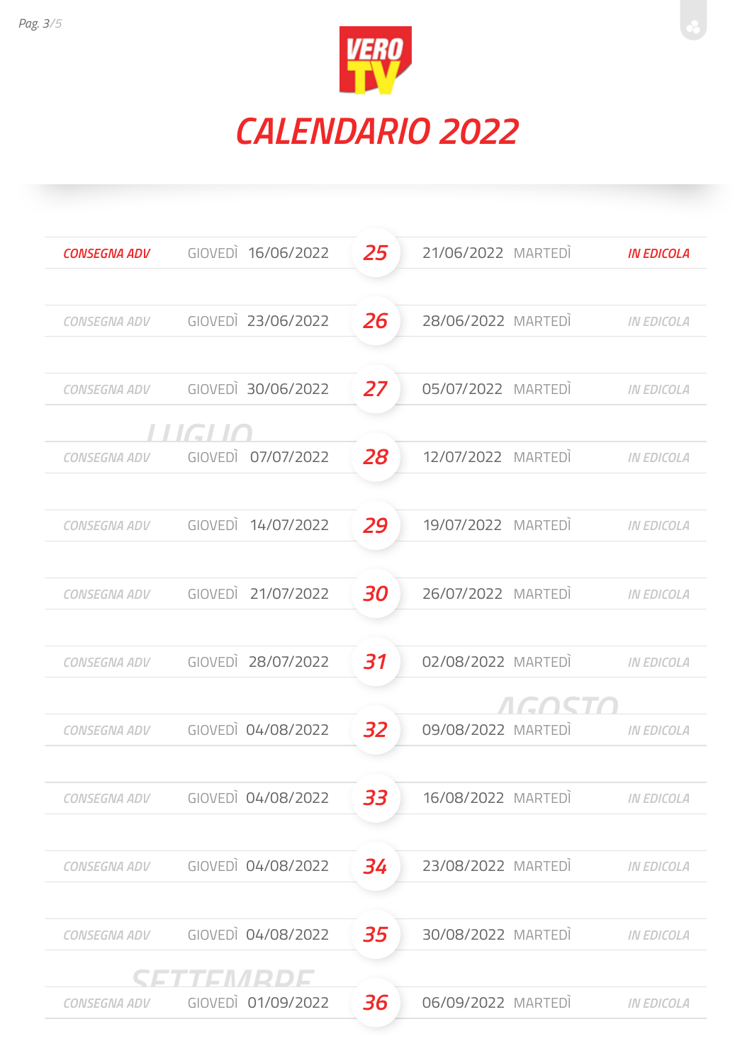# VERO TV

# CALENDARIO 2022

| CONSEGNA ADV | | | N. | | | IN EDICOLA |
|---|---|---|---|---|---|---|
| CONSEGNA ADV | GIOVEDÌ | 16/06/2022 | 25 | 21/06/2022 | MARTEDÌ | IN EDICOLA |
| CONSEGNA ADV | GIOVEDÌ | 23/06/2022 | 26 | 28/06/2022 | MARTEDÌ | IN EDICOLA |
| CONSEGNA ADV | GIOVEDÌ | 30/06/2022 | 27 | 05/07/2022 | MARTEDÌ | IN EDICOLA |
| **LUGLIO** | | | | | | |
| CONSEGNA ADV | GIOVEDÌ | 07/07/2022 | 28 | 12/07/2022 | MARTEDÌ | IN EDICOLA |
| CONSEGNA ADV | GIOVEDÌ | 14/07/2022 | 29 | 19/07/2022 | MARTEDÌ | IN EDICOLA |
| CONSEGNA ADV | GIOVEDÌ | 21/07/2022 | 30 | 26/07/2022 | MARTEDÌ | IN EDICOLA |
| CONSEGNA ADV | GIOVEDÌ | 28/07/2022 | 31 | 02/08/2022 | MARTEDÌ | IN EDICOLA |
| | | | | **AGOSTO** | | |
| CONSEGNA ADV | GIOVEDÌ | 04/08/2022 | 32 | 09/08/2022 | MARTEDÌ | IN EDICOLA |
| CONSEGNA ADV | GIOVEDÌ | 04/08/2022 | 33 | 16/08/2022 | MARTEDÌ | IN EDICOLA |
| CONSEGNA ADV | GIOVEDÌ | 04/08/2022 | 34 | 23/08/2022 | MARTEDÌ | IN EDICOLA |
| CONSEGNA ADV | GIOVEDÌ | 04/08/2022 | 35 | 30/08/2022 | MARTEDÌ | IN EDICOLA |
| **SETTEMBRE** | | | | | | |
| CONSEGNA ADV | GIOVEDÌ | 01/09/2022 | 36 | 06/09/2022 | MARTEDÌ | IN EDICOLA |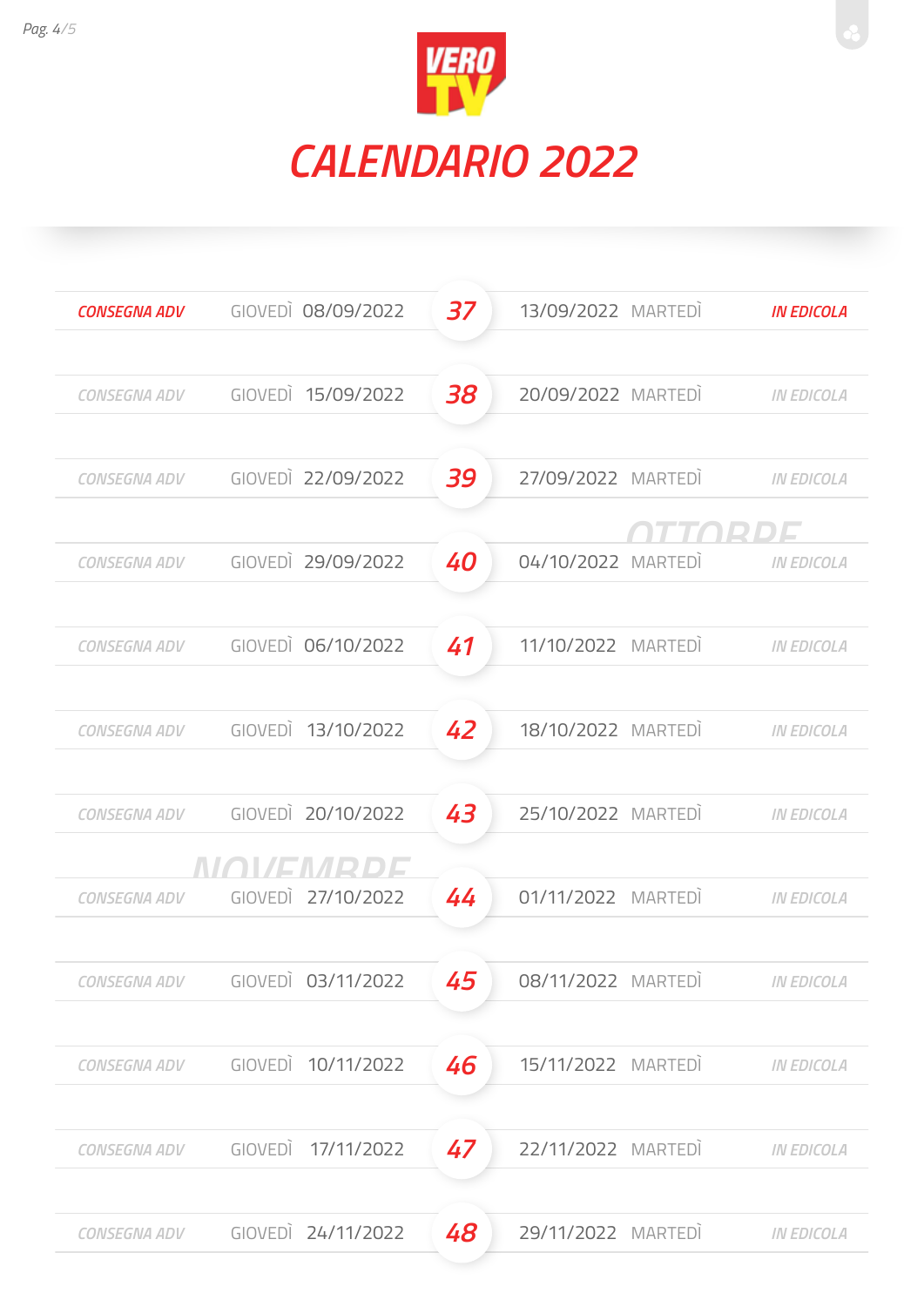# VERO TV

## CALENDARIO 2022

| | | | N. | | | |
|---|---|---|---|---|---|---|
| CONSEGNA ADV | GIOVEDÌ | 08/09/2022 | 37 | 13/09/2022 | MARTEDÌ | IN EDICOLA |
| CONSEGNA ADV | GIOVEDÌ | 15/09/2022 | 38 | 20/09/2022 | MARTEDÌ | IN EDICOLA |
| CONSEGNA ADV | GIOVEDÌ | 22/09/2022 | 39 | 27/09/2022 | MARTEDÌ | IN EDICOLA |
| | | | | OTTOBRE | | |
| CONSEGNA ADV | GIOVEDÌ | 29/09/2022 | 40 | 04/10/2022 | MARTEDÌ | IN EDICOLA |
| CONSEGNA ADV | GIOVEDÌ | 06/10/2022 | 41 | 11/10/2022 | MARTEDÌ | IN EDICOLA |
| CONSEGNA ADV | GIOVEDÌ | 13/10/2022 | 42 | 18/10/2022 | MARTEDÌ | IN EDICOLA |
| CONSEGNA ADV | GIOVEDÌ | 20/10/2022 | 43 | 25/10/2022 | MARTEDÌ | IN EDICOLA |
| | | NOVEMBRE | | | | |
| CONSEGNA ADV | GIOVEDÌ | 27/10/2022 | 44 | 01/11/2022 | MARTEDÌ | IN EDICOLA |
| CONSEGNA ADV | GIOVEDÌ | 03/11/2022 | 45 | 08/11/2022 | MARTEDÌ | IN EDICOLA |
| CONSEGNA ADV | GIOVEDÌ | 10/11/2022 | 46 | 15/11/2022 | MARTEDÌ | IN EDICOLA |
| CONSEGNA ADV | GIOVEDÌ | 17/11/2022 | 47 | 22/11/2022 | MARTEDÌ | IN EDICOLA |
| CONSEGNA ADV | GIOVEDÌ | 24/11/2022 | 48 | 29/11/2022 | MARTEDÌ | IN EDICOLA |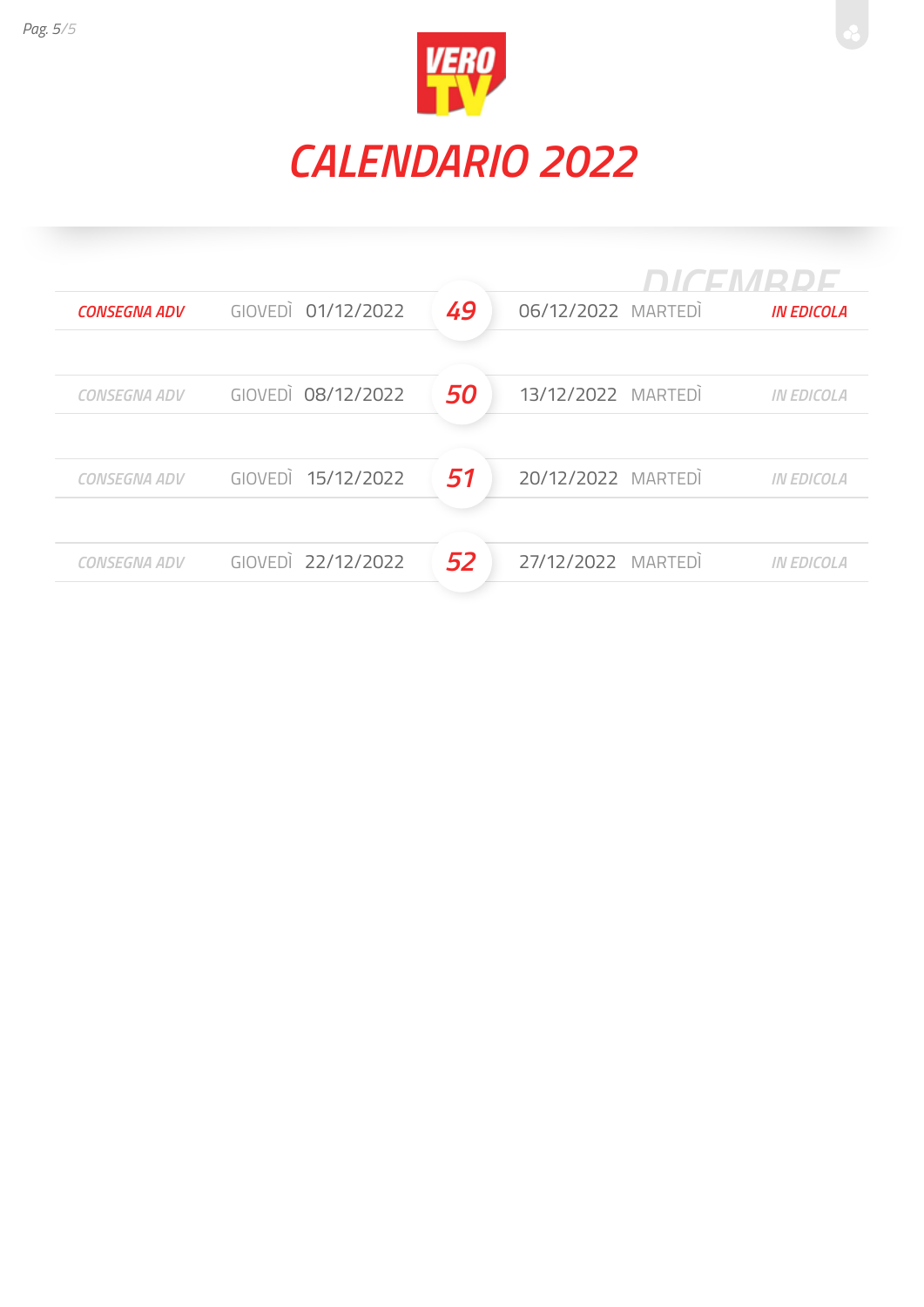VERO TV

# CALENDARIO 2022

## DICEMBRE

| | | | | | | |
|---|---|---|---|---|---|---|
| CONSEGNA ADV | GIOVEDÌ | 01/12/2022 | 49 | 06/12/2022 | MARTEDÌ | IN EDICOLA |
| CONSEGNA ADV | GIOVEDÌ | 08/12/2022 | 50 | 13/12/2022 | MARTEDÌ | IN EDICOLA |
| CONSEGNA ADV | GIOVEDÌ | 15/12/2022 | 51 | 20/12/2022 | MARTEDÌ | IN EDICOLA |
| CONSEGNA ADV | GIOVEDÌ | 22/12/2022 | 52 | 27/12/2022 | MARTEDÌ | IN EDICOLA |